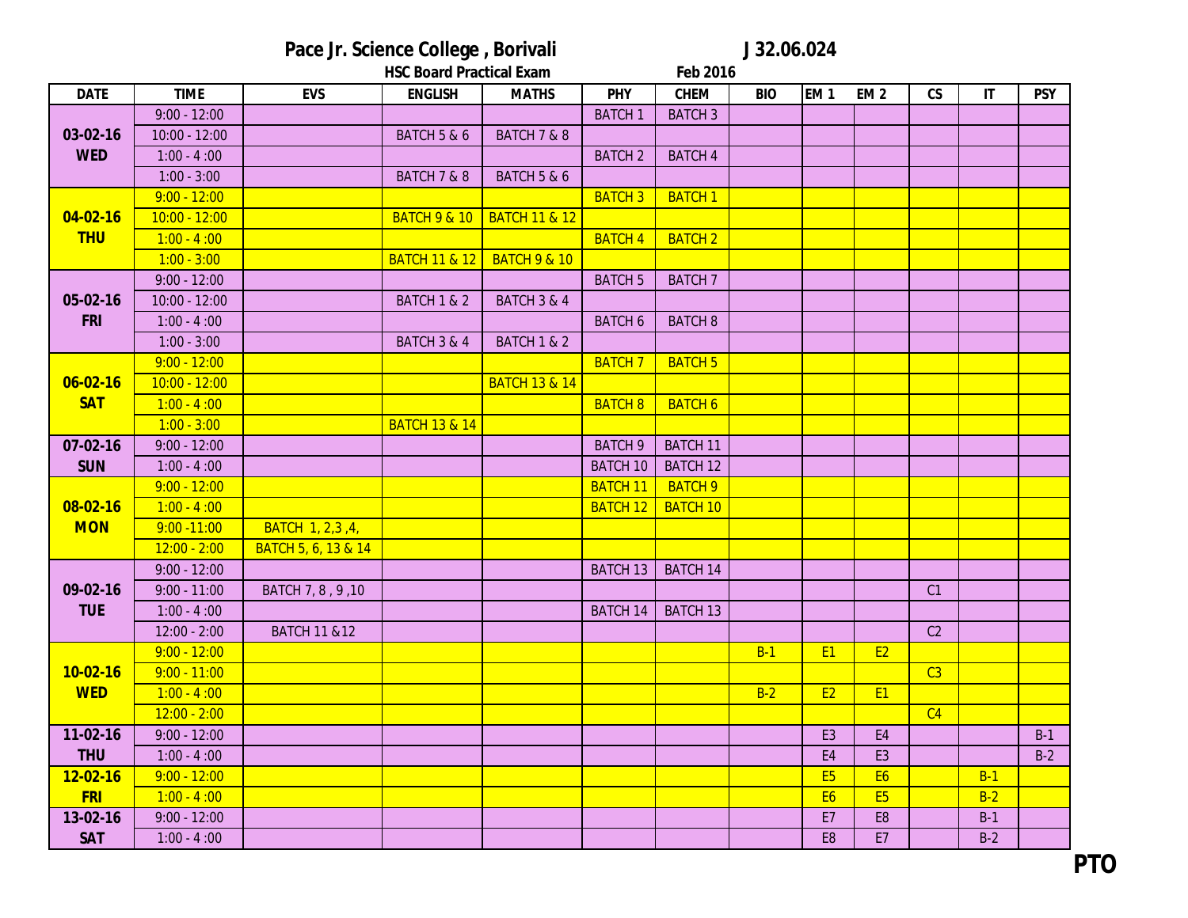# Pace Jr. Science College , Borivali

**J 32.06.024**

**HSC Board Practical Exam** **Feb 2016**

| DATE | TIME | EVS | ENGLISH | MATHS | PHY | CHEM | BIO | EM 1 | EM 2 | CS | IT | PSY |
|---|---|---|---|---|---|---|---|---|---|---|---|---|
| 03-02-16 WED | 9:00 - 12:00 | | | | BATCH 1 | BATCH 3 | | | | | | |
| | 10:00 - 12:00 | | BATCH 5 & 6 | BATCH 7 & 8 | | | | | | | | |
| | 1:00 - 4 :00 | | | | BATCH 2 | BATCH 4 | | | | | | |
| | 1:00 - 3:00 | | BATCH 7 & 8 | BATCH 5 & 6 | | | | | | | | |
| 04-02-16 THU | 9:00 - 12:00 | | | | BATCH 3 | BATCH 1 | | | | | | |
| | 10:00 - 12:00 | | BATCH 9 & 10 | BATCH 11 & 12 | | | | | | | | |
| | 1:00 - 4 :00 | | | | BATCH 4 | BATCH 2 | | | | | | |
| | 1:00 - 3:00 | | BATCH 11 & 12 | BATCH 9 & 10 | | | | | | | | |
| 05-02-16 FRI | 9:00 - 12:00 | | | | BATCH 5 | BATCH 7 | | | | | | |
| | 10:00 - 12:00 | | BATCH 1 & 2 | BATCH 3 & 4 | | | | | | | | |
| | 1:00 - 4 :00 | | | | BATCH 6 | BATCH 8 | | | | | | |
| | 1:00 - 3:00 | | BATCH 3 & 4 | BATCH 1 & 2 | | | | | | | | |
| 06-02-16 SAT | 9:00 - 12:00 | | | | BATCH 7 | BATCH 5 | | | | | | |
| | 10:00 - 12:00 | | | BATCH 13 & 14 | | | | | | | | |
| | 1:00 - 4 :00 | | | | BATCH 8 | BATCH 6 | | | | | | |
| | 1:00 - 3:00 | | BATCH 13 & 14 | | | | | | | | | |
| 07-02-16 SUN | 9:00 - 12:00 | | | | BATCH 9 | BATCH 11 | | | | | | |
| | 1:00 - 4 :00 | | | | BATCH 10 | BATCH 12 | | | | | | |
| 08-02-16 MON | 9:00 - 12:00 | | | | BATCH 11 | BATCH 9 | | | | | | |
| | 1:00 - 4 :00 | | | | BATCH 12 | BATCH 10 | | | | | | |
| | 9:00 -11:00 | BATCH 1, 2,3 ,4, | | | | | | | | | | |
| | 12:00 - 2:00 | BATCH 5, 6, 13 & 14 | | | | | | | | | | |
| 09-02-16 TUE | 9:00 - 12:00 | | | | BATCH 13 | BATCH 14 | | | | | | |
| | 9:00 - 11:00 | BATCH 7, 8 , 9 ,10 | | | | | | | | C1 | | |
| | 1:00 - 4 :00 | | | | BATCH 14 | BATCH 13 | | | | | | |
| | 12:00 - 2:00 | BATCH 11 &12 | | | | | | | | C2 | | |
| 10-02-16 WED | 9:00 - 12:00 | | | | | | B-1 | E1 | E2 | | | |
| | 9:00 - 11:00 | | | | | | | | | C3 | | |
| | 1:00 - 4 :00 | | | | | | B-2 | E2 | E1 | | | |
| | 12:00 - 2:00 | | | | | | | | | C4 | | |
| 11-02-16 THU | 9:00 - 12:00 | | | | | | | E3 | E4 | | | B-1 |
| | 1:00 - 4 :00 | | | | | | | E4 | E3 | | | B-2 |
| 12-02-16 FRI | 9:00 - 12:00 | | | | | | | E5 | E6 | | B-1 | |
| | 1:00 - 4 :00 | | | | | | | E6 | E5 | | B-2 | |
| 13-02-16 SAT | 9:00 - 12:00 | | | | | | | E7 | E8 | | B-1 | |
| | 1:00 - 4 :00 | | | | | | | E8 | E7 | | B-2 | |

**PTO**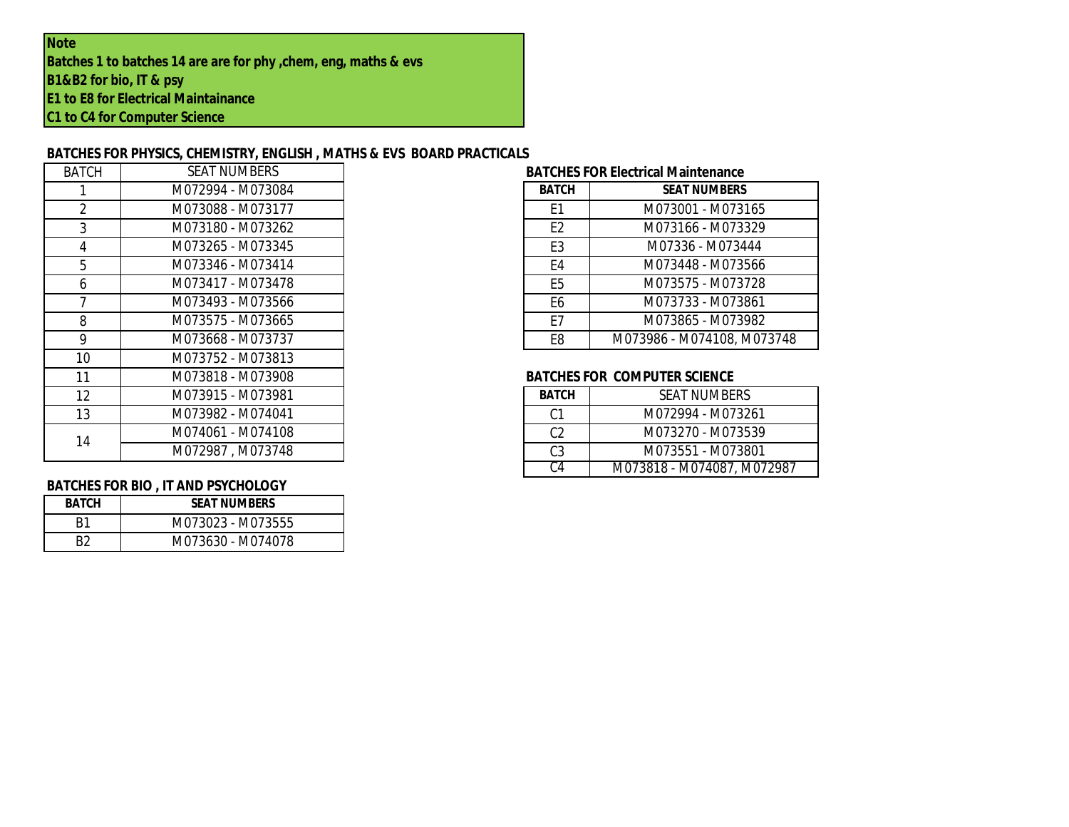**Note**
**Batches 1 to batches 14 are are for phy ,chem, eng, maths & evs**
**B1&B2 for bio, IT & psy**
**E1 to E8 for Electrical Maintainance**
**C1 to C4 for Computer Science**

**BATCHES FOR PHYSICS, CHEMISTRY, ENGLISH , MATHS & EVS BOARD PRACTICALS**

| BATCH | SEAT NUMBERS |
|---|---|
| 1 | M072994 - M073084 |
| 2 | M073088 - M073177 |
| 3 | M073180 - M073262 |
| 4 | M073265 - M073345 |
| 5 | M073346 - M073414 |
| 6 | M073417 - M073478 |
| 7 | M073493 - M073566 |
| 8 | M073575 - M073665 |
| 9 | M073668 - M073737 |
| 10 | M073752 - M073813 |
| 11 | M073818 - M073908 |
| 12 | M073915 - M073981 |
| 13 | M073982 - M074041 |
| 14 | M074061 - M074108 |
| | M072987 , M073748 |

**BATCHES FOR BIO , IT AND PSYCHOLOGY**

| BATCH | SEAT NUMBERS |
|---|---|
| B1 | M073023 - M073555 |
| B2 | M073630 - M074078 |

**BATCHES FOR Electrical Maintenance**

| BATCH | SEAT NUMBERS |
|---|---|
| E1 | M073001 - M073165 |
| E2 | M073166 - M073329 |
| E3 | M07336 - M073444 |
| E4 | M073448 - M073566 |
| E5 | M073575 - M073728 |
| E6 | M073733 - M073861 |
| E7 | M073865 - M073982 |
| E8 | M073986 - M074108, M073748 |

**BATCHES FOR COMPUTER SCIENCE**

| BATCH | SEAT NUMBERS |
|---|---|
| C1 | M072994 - M073261 |
| C2 | M073270 - M073539 |
| C3 | M073551 - M073801 |
| C4 | M073818 - M074087, M072987 |